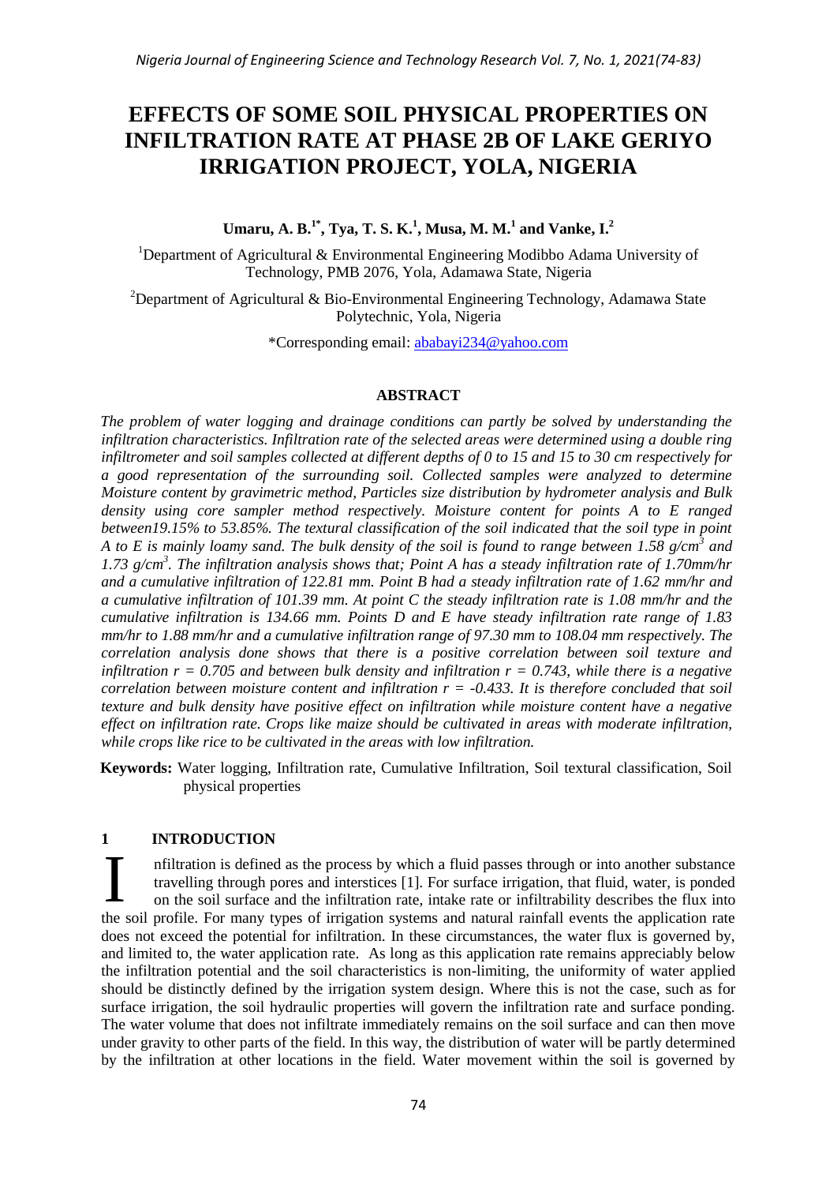# EFFECTS OF SOME SOIL PHYSICAL PROPERTIES ON INFILTRATION RATE AT PHASE 2B OF LAKE GERIYO IRRIGATION PROJECT, YOLA, NIGERIA

**Umaru, A. B.[1*], Tya, T. S. K.[1], Musa, M. M.[1] and Vanke, I.[2]**

[1]Department of Agricultural & Environmental Engineering Modibbo Adama University of Technology, PMB 2076, Yola, Adamawa State, Nigeria

[2]Department of Agricultural & Bio-Environmental Engineering Technology, Adamawa State Polytechnic, Yola, Nigeria

*Corresponding email: ababayi234@yahoo.com

## ABSTRACT

*The problem of water logging and drainage conditions can partly be solved by understanding the infiltration characteristics. Infiltration rate of the selected areas were determined using a double ring infiltrometer and soil samples collected at different depths of 0 to 15 and 15 to 30 cm respectively for a good representation of the surrounding soil. Collected samples were analyzed to determine Moisture content by gravimetric method, Particles size distribution by hydrometer analysis and Bulk density using core sampler method respectively. Moisture content for points A to E ranged between19.15% to 53.85%. The textural classification of the soil indicated that the soil type in point A to E is mainly loamy sand. The bulk density of the soil is found to range between 1.58 g/cm$^3$ and 1.73 g/cm$^3$. The infiltration analysis shows that; Point A has a steady infiltration rate of 1.70mm/hr and a cumulative infiltration of 122.81 mm. Point B had a steady infiltration rate of 1.62 mm/hr and a cumulative infiltration of 101.39 mm. At point C the steady infiltration rate is 1.08 mm/hr and the cumulative infiltration is 134.66 mm. Points D and E have steady infiltration rate range of 1.83 mm/hr to 1.88 mm/hr and a cumulative infiltration range of 97.30 mm to 108.04 mm respectively. The correlation analysis done shows that there is a positive correlation between soil texture and infiltration $r = 0.705$ and between bulk density and infiltration $r = 0.743$, while there is a negative correlation between moisture content and infiltration $r = -0.433$. It is therefore concluded that soil texture and bulk density have positive effect on infiltration while moisture content have a negative effect on infiltration rate. Crops like maize should be cultivated in areas with moderate infiltration, while crops like rice to be cultivated in the areas with low infiltration.*

**Keywords:** Water logging, Infiltration rate, Cumulative Infiltration, Soil textural classification, Soil physical properties

## 1 INTRODUCTION

Infiltration is defined as the process by which a fluid passes through or into another substance travelling through pores and interstices [1]. For surface irrigation, that fluid, water, is ponded on the soil surface and the infiltration rate, intake rate or infiltrability describes the flux into the soil profile. For many types of irrigation systems and natural rainfall events the application rate does not exceed the potential for infiltration. In these circumstances, the water flux is governed by, and limited to, the water application rate. As long as this application rate remains appreciably below the infiltration potential and the soil characteristics is non-limiting, the uniformity of water applied should be distinctly defined by the irrigation system design. Where this is not the case, such as for surface irrigation, the soil hydraulic properties will govern the infiltration rate and surface ponding. The water volume that does not infiltrate immediately remains on the soil surface and can then move under gravity to other parts of the field. In this way, the distribution of water will be partly determined by the infiltration at other locations in the field. Water movement within the soil is governed by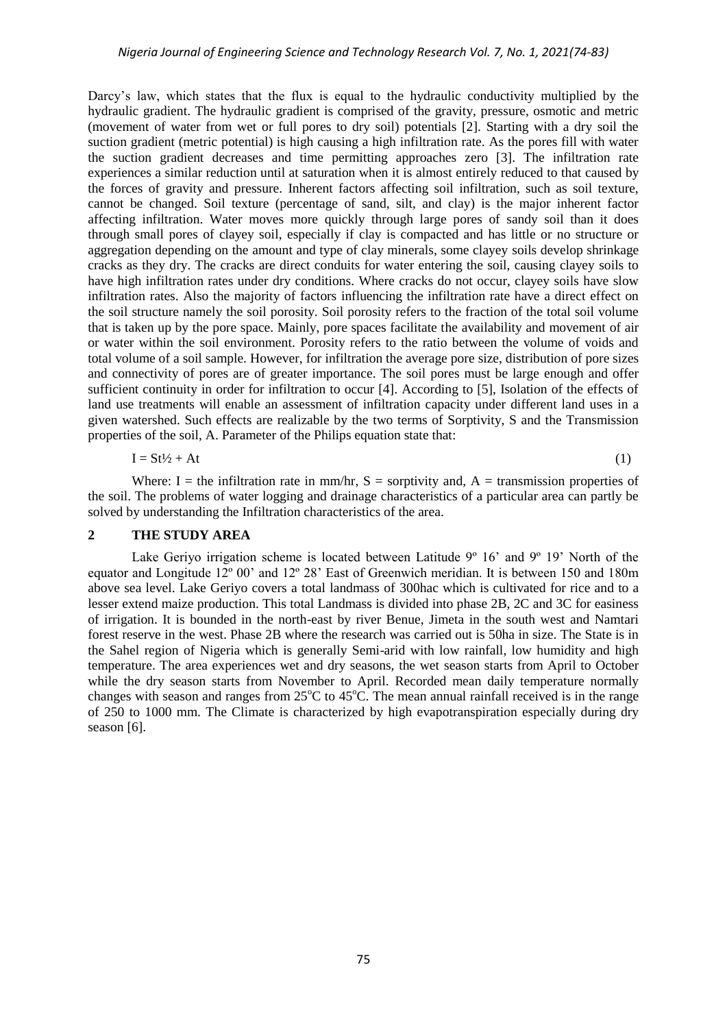Darcy's law, which states that the flux is equal to the hydraulic conductivity multiplied by the hydraulic gradient. The hydraulic gradient is comprised of the gravity, pressure, osmotic and metric (movement of water from wet or full pores to dry soil) potentials [2]. Starting with a dry soil the suction gradient (metric potential) is high causing a high infiltration rate. As the pores fill with water the suction gradient decreases and time permitting approaches zero [3]. The infiltration rate experiences a similar reduction until at saturation when it is almost entirely reduced to that caused by the forces of gravity and pressure. Inherent factors affecting soil infiltration, such as soil texture, cannot be changed. Soil texture (percentage of sand, silt, and clay) is the major inherent factor affecting infiltration. Water moves more quickly through large pores of sandy soil than it does through small pores of clayey soil, especially if clay is compacted and has little or no structure or aggregation depending on the amount and type of clay minerals, some clayey soils develop shrinkage cracks as they dry. The cracks are direct conduits for water entering the soil, causing clayey soils to have high infiltration rates under dry conditions. Where cracks do not occur, clayey soils have slow infiltration rates. Also the majority of factors influencing the infiltration rate have a direct effect on the soil structure namely the soil porosity. Soil porosity refers to the fraction of the total soil volume that is taken up by the pore space. Mainly, pore spaces facilitate the availability and movement of air or water within the soil environment. Porosity refers to the ratio between the volume of voids and total volume of a soil sample. However, for infiltration the average pore size, distribution of pore sizes and connectivity of pores are of greater importance. The soil pores must be large enough and offer sufficient continuity in order for infiltration to occur [4]. According to [5], Isolation of the effects of land use treatments will enable an assessment of infiltration capacity under different land uses in a given watershed. Such effects are realizable by the two terms of Sorptivity, S and the Transmission properties of the soil, A. Parameter of the Philips equation state that:

$$I = St^{1/2} + At \tag{1}$$

Where: I = the infiltration rate in mm/hr, S = sorptivity and, A = transmission properties of the soil. The problems of water logging and drainage characteristics of a particular area can partly be solved by understanding the Infiltration characteristics of the area.

## 2 THE STUDY AREA

Lake Geriyo irrigation scheme is located between Latitude 9º 16' and 9º 19' North of the equator and Longitude 12º 00' and 12º 28' East of Greenwich meridian. It is between 150 and 180m above sea level. Lake Geriyo covers a total landmass of 300hac which is cultivated for rice and to a lesser extend maize production. This total Landmass is divided into phase 2B, 2C and 3C for easiness of irrigation. It is bounded in the north-east by river Benue, Jimeta in the south west and Namtari forest reserve in the west. Phase 2B where the research was carried out is 50ha in size. The State is in the Sahel region of Nigeria which is generally Semi-arid with low rainfall, low humidity and high temperature. The area experiences wet and dry seasons, the wet season starts from April to October while the dry season starts from November to April. Recorded mean daily temperature normally changes with season and ranges from 25°C to 45°C. The mean annual rainfall received is in the range of 250 to 1000 mm. The Climate is characterized by high evapotranspiration especially during dry season [6].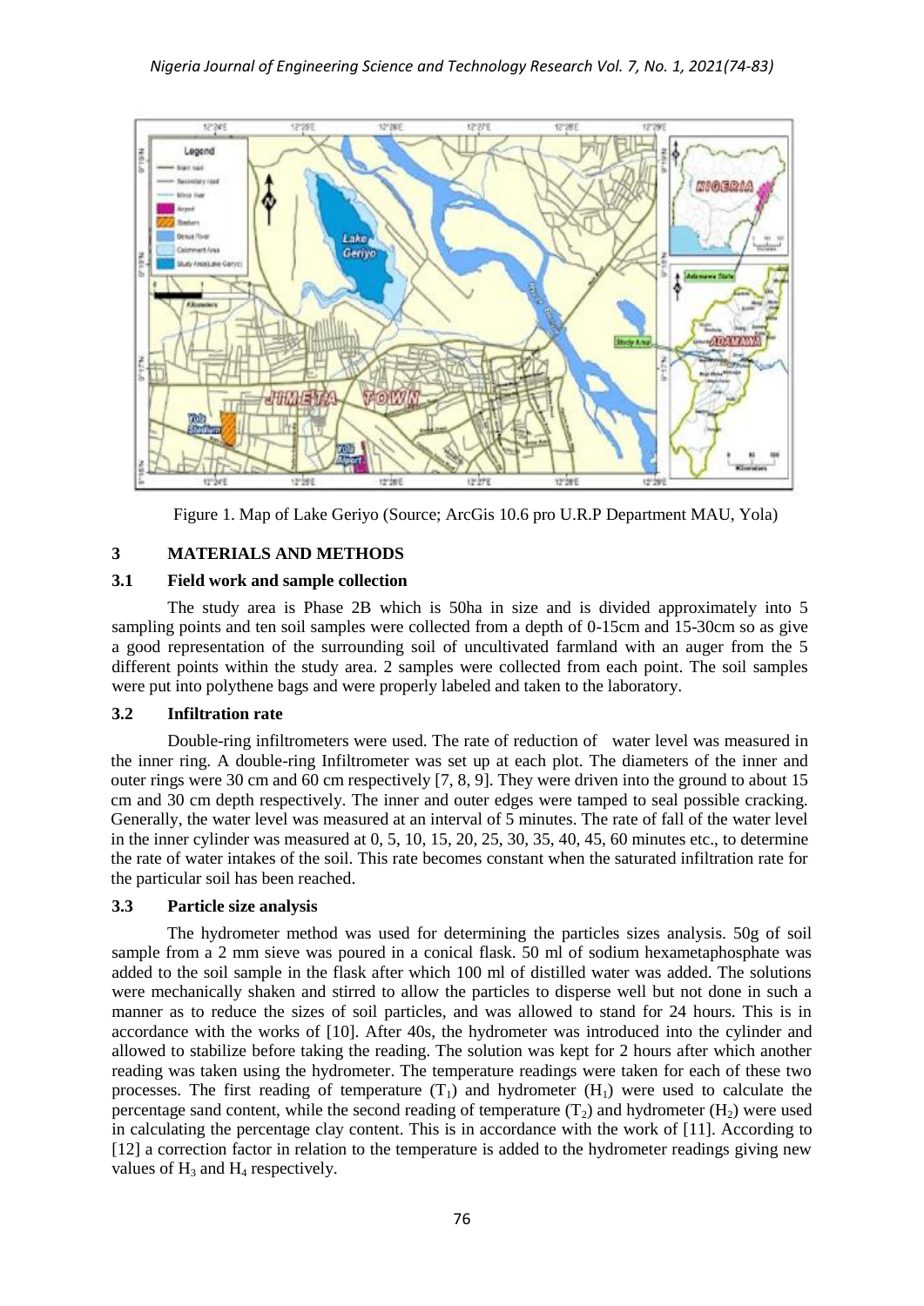Figure 1. Map of Lake Geriyo (Source; ArcGis 10.6 pro U.R.P Department MAU, Yola)

## 3 MATERIALS AND METHODS

### 3.1 Field work and sample collection

The study area is Phase 2B which is 50ha in size and is divided approximately into 5 sampling points and ten soil samples were collected from a depth of 0-15cm and 15-30cm so as give a good representation of the surrounding soil of uncultivated farmland with an auger from the 5 different points within the study area. 2 samples were collected from each point. The soil samples were put into polythene bags and were properly labeled and taken to the laboratory.

### 3.2 Infiltration rate

Double-ring infiltrometers were used. The rate of reduction of water level was measured in the inner ring. A double-ring Infiltrometer was set up at each plot. The diameters of the inner and outer rings were 30 cm and 60 cm respectively [7, 8, 9]. They were driven into the ground to about 15 cm and 30 cm depth respectively. The inner and outer edges were tamped to seal possible cracking. Generally, the water level was measured at an interval of 5 minutes. The rate of fall of the water level in the inner cylinder was measured at 0, 5, 10, 15, 20, 25, 30, 35, 40, 45, 60 minutes etc., to determine the rate of water intakes of the soil. This rate becomes constant when the saturated infiltration rate for the particular soil has been reached.

### 3.3 Particle size analysis

The hydrometer method was used for determining the particles sizes analysis. 50g of soil sample from a 2 mm sieve was poured in a conical flask. 50 ml of sodium hexametaphosphate was added to the soil sample in the flask after which 100 ml of distilled water was added. The solutions were mechanically shaken and stirred to allow the particles to disperse well but not done in such a manner as to reduce the sizes of soil particles, and was allowed to stand for 24 hours. This is in accordance with the works of [10]. After 40s, the hydrometer was introduced into the cylinder and allowed to stabilize before taking the reading. The solution was kept for 2 hours after which another reading was taken using the hydrometer. The temperature readings were taken for each of these two processes. The first reading of temperature ($T_1$) and hydrometer ($H_1$) were used to calculate the percentage sand content, while the second reading of temperature ($T_2$) and hydrometer ($H_2$) were used in calculating the percentage clay content. This is in accordance with the work of [11]. According to [12] a correction factor in relation to the temperature is added to the hydrometer readings giving new values of $H_3$ and $H_4$ respectively.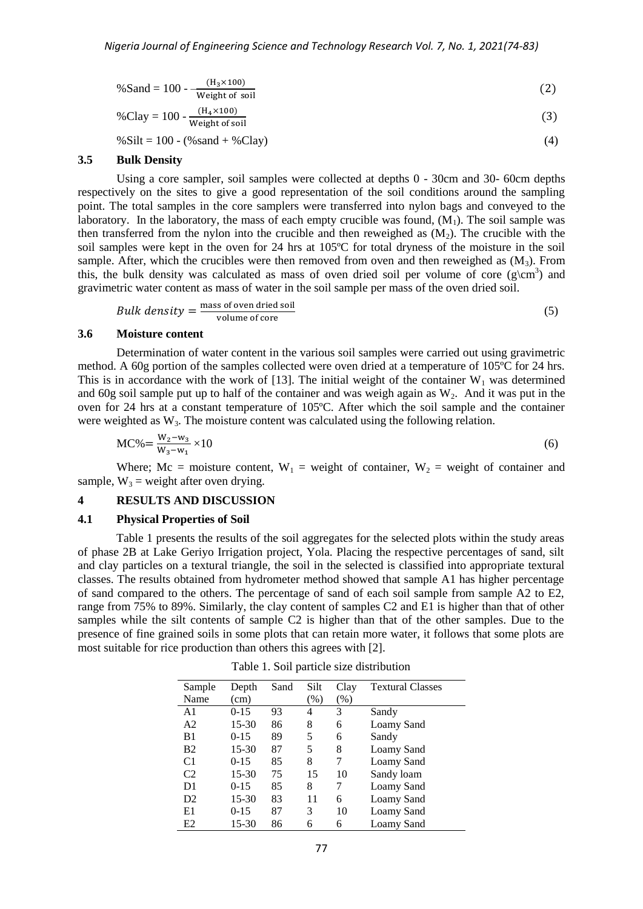$$\%Sand = 100 - \frac{(H_3 \times 100)}{\text{Weight of soil}} \tag{2}$$

$$\%Clay = 100 - \frac{(H_4 \times 100)}{\text{Weight of soil}} \tag{3}$$

$$\%Silt = 100 - (\%sand + \%Clay) \tag{4}$$

### 3.5 Bulk Density

Using a core sampler, soil samples were collected at depths 0 - 30cm and 30- 60cm depths respectively on the sites to give a good representation of the soil conditions around the sampling point. The total samples in the core samplers were transferred into nylon bags and conveyed to the laboratory. In the laboratory, the mass of each empty crucible was found, ($M_1$). The soil sample was then transferred from the nylon into the crucible and then reweighed as ($M_2$). The crucible with the soil samples were kept in the oven for 24 hrs at 105ºC for total dryness of the moisture in the soil sample. After, which the crucibles were then removed from oven and then reweighed as ($M_3$). From this, the bulk density was calculated as mass of oven dried soil per volume of core ($g\backslash cm^3$) and gravimetric water content as mass of water in the soil sample per mass of the oven dried soil.

$$Bulk\ density = \frac{\text{mass of oven dried soil}}{\text{volume of core}} \tag{5}$$

### 3.6 Moisture content

Determination of water content in the various soil samples were carried out using gravimetric method. A 60g portion of the samples collected were oven dried at a temperature of 105ºC for 24 hrs. This is in accordance with the work of [13]. The initial weight of the container $W_1$ was determined and 60g soil sample put up to half of the container and was weigh again as $W_2$. And it was put in the oven for 24 hrs at a constant temperature of 105ºC. After which the soil sample and the container were weighted as $W_3$. The moisture content was calculated using the following relation.

$$MC\% = \frac{W_2 - w_3}{W_3 - w_1} \times 10 \tag{6}$$

Where; Mc = moisture content, $W_1$ = weight of container, $W_2$ = weight of container and sample, $W_3$ = weight after oven drying.

## 4 RESULTS AND DISCUSSION

### 4.1 Physical Properties of Soil

Table 1 presents the results of the soil aggregates for the selected plots within the study areas of phase 2B at Lake Geriyo Irrigation project, Yola. Placing the respective percentages of sand, silt and clay particles on a textural triangle, the soil in the selected is classified into appropriate textural classes. The results obtained from hydrometer method showed that sample A1 has higher percentage of sand compared to the others. The percentage of sand of each soil sample from sample A2 to E2, range from 75% to 89%. Similarly, the clay content of samples C2 and E1 is higher than that of other samples while the silt contents of sample C2 is higher than that of the other samples. Due to the presence of fine grained soils in some plots that can retain more water, it follows that some plots are most suitable for rice production than others this agrees with [2].

Table 1. Soil particle size distribution

| Sample Name | Depth (cm) | Sand | Silt (%) | Clay (%) | Textural Classes |
|---|---|---|---|---|---|
| A1 | 0-15 | 93 | 4 | 3 | Sandy |
| A2 | 15-30 | 86 | 8 | 6 | Loamy Sand |
| B1 | 0-15 | 89 | 5 | 6 | Sandy |
| B2 | 15-30 | 87 | 5 | 8 | Loamy Sand |
| C1 | 0-15 | 85 | 8 | 7 | Loamy Sand |
| C2 | 15-30 | 75 | 15 | 10 | Sandy loam |
| D1 | 0-15 | 85 | 8 | 7 | Loamy Sand |
| D2 | 15-30 | 83 | 11 | 6 | Loamy Sand |
| E1 | 0-15 | 87 | 3 | 10 | Loamy Sand |
| E2 | 15-30 | 86 | 6 | 6 | Loamy Sand |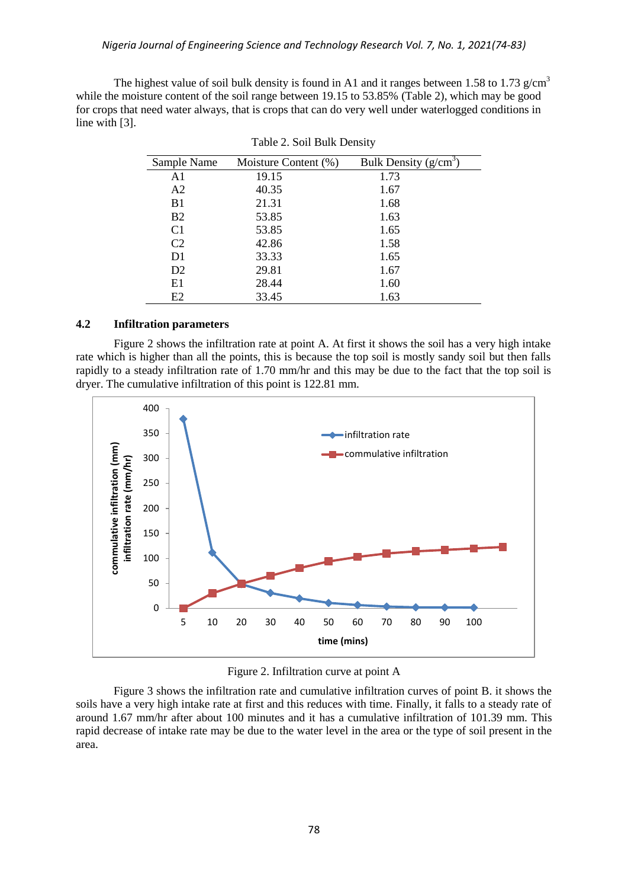The highest value of soil bulk density is found in A1 and it ranges between 1.58 to 1.73 g/cm$^3$ while the moisture content of the soil range between 19.15 to 53.85% (Table 2), which may be good for crops that need water always, that is crops that can do very well under waterlogged conditions in line with [3].

Table 2. Soil Bulk Density

| Sample Name | Moisture Content (%) | Bulk Density (g/cm$^3$) |
|---|---|---|
| A1 | 19.15 | 1.73 |
| A2 | 40.35 | 1.67 |
| B1 | 21.31 | 1.68 |
| B2 | 53.85 | 1.63 |
| C1 | 53.85 | 1.65 |
| C2 | 42.86 | 1.58 |
| D1 | 33.33 | 1.65 |
| D2 | 29.81 | 1.67 |
| E1 | 28.44 | 1.60 |
| E2 | 33.45 | 1.63 |

### 4.2 Infiltration parameters

Figure 2 shows the infiltration rate at point A. At first it shows the soil has a very high intake rate which is higher than all the points, this is because the top soil is mostly sandy soil but then falls rapidly to a steady infiltration rate of 1.70 mm/hr and this may be due to the fact that the top soil is dryer. The cumulative infiltration of this point is 122.81 mm.

Figure 2. Infiltration curve at point A

Figure 3 shows the infiltration rate and cumulative infiltration curves of point B. it shows the soils have a very high intake rate at first and this reduces with time. Finally, it falls to a steady rate of around 1.67 mm/hr after about 100 minutes and it has a cumulative infiltration of 101.39 mm. This rapid decrease of intake rate may be due to the water level in the area or the type of soil present in the area.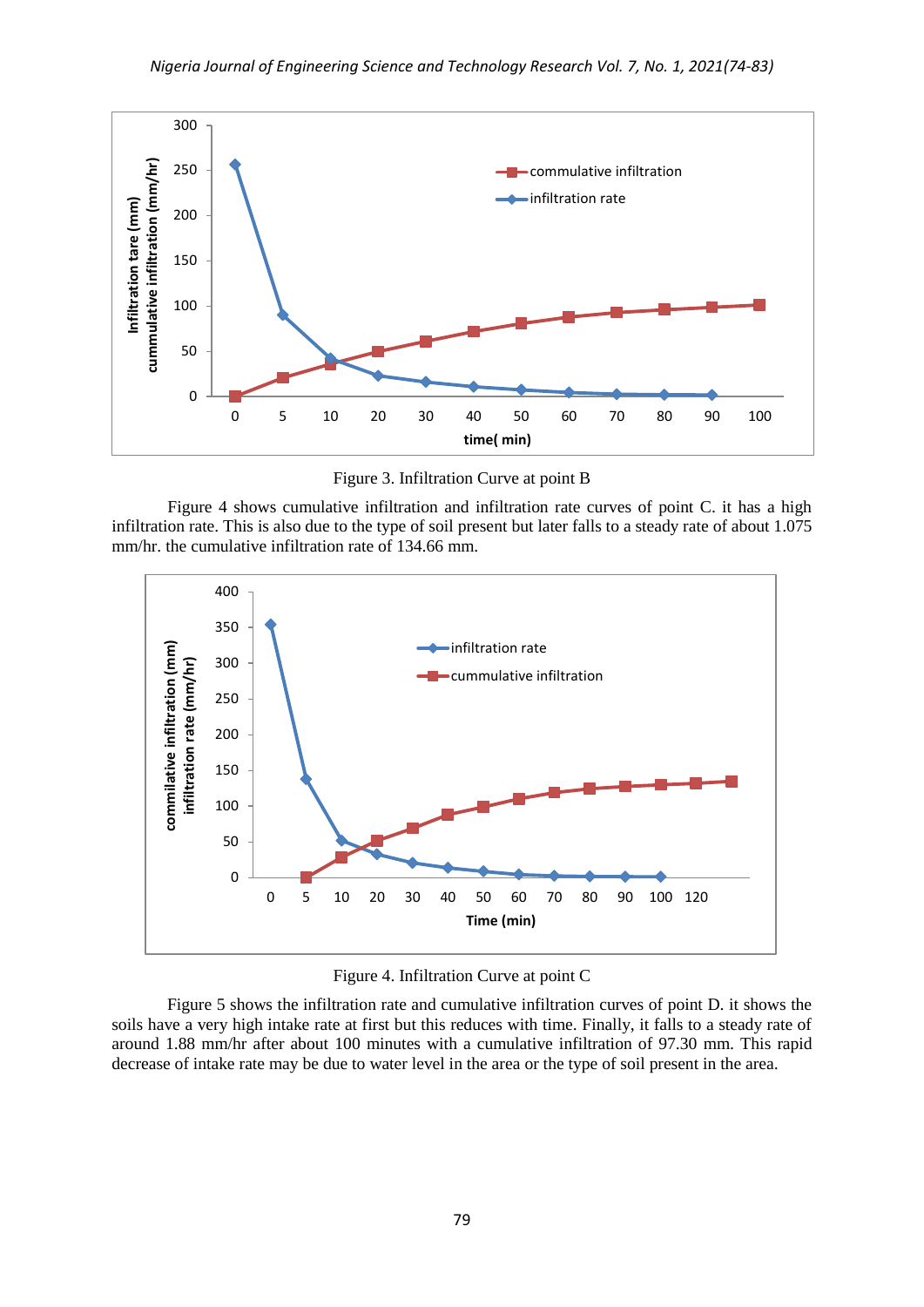Figure 3. Infiltration Curve at point B

Figure 4 shows cumulative infiltration and infiltration rate curves of point C. it has a high infiltration rate. This is also due to the type of soil present but later falls to a steady rate of about 1.075 mm/hr. the cumulative infiltration rate of 134.66 mm.

Figure 4. Infiltration Curve at point C

Figure 5 shows the infiltration rate and cumulative infiltration curves of point D. it shows the soils have a very high intake rate at first but this reduces with time. Finally, it falls to a steady rate of around 1.88 mm/hr after about 100 minutes with a cumulative infiltration of 97.30 mm. This rapid decrease of intake rate may be due to water level in the area or the type of soil present in the area.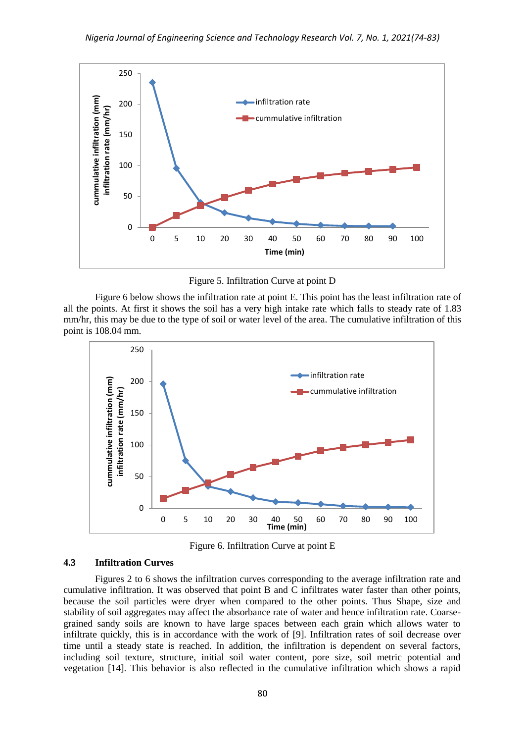Figure 5. Infiltration Curve at point D

Figure 6 below shows the infiltration rate at point E. This point has the least infiltration rate of all the points. At first it shows the soil has a very high intake rate which falls to steady rate of 1.83 mm/hr, this may be due to the type of soil or water level of the area. The cumulative infiltration of this point is 108.04 mm.

Figure 6. Infiltration Curve at point E

### 4.3 Infiltration Curves

Figures 2 to 6 shows the infiltration curves corresponding to the average infiltration rate and cumulative infiltration. It was observed that point B and C infiltrates water faster than other points, because the soil particles were dryer when compared to the other points. Thus Shape, size and stability of soil aggregates may affect the absorbance rate of water and hence infiltration rate. Coarse-grained sandy soils are known to have large spaces between each grain which allows water to infiltrate quickly, this is in accordance with the work of [9]. Infiltration rates of soil decrease over time until a steady state is reached. In addition, the infiltration is dependent on several factors, including soil texture, structure, initial soil water content, pore size, soil metric potential and vegetation [14]. This behavior is also reflected in the cumulative infiltration which shows a rapid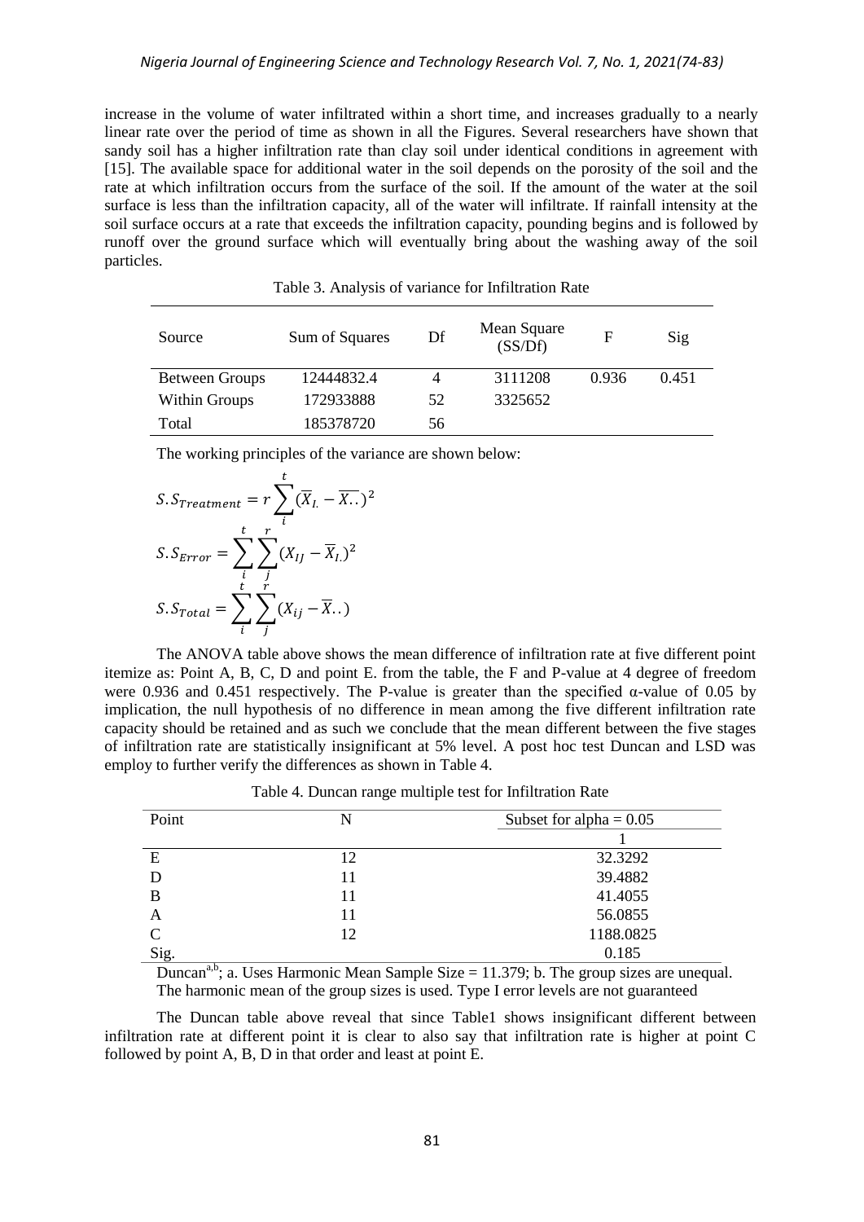increase in the volume of water infiltrated within a short time, and increases gradually to a nearly linear rate over the period of time as shown in all the Figures. Several researchers have shown that sandy soil has a higher infiltration rate than clay soil under identical conditions in agreement with [15]. The available space for additional water in the soil depends on the porosity of the soil and the rate at which infiltration occurs from the surface of the soil. If the amount of the water at the soil surface is less than the infiltration capacity, all of the water will infiltrate. If rainfall intensity at the soil surface occurs at a rate that exceeds the infiltration capacity, pounding begins and is followed by runoff over the ground surface which will eventually bring about the washing away of the soil particles.

Table 3. Analysis of variance for Infiltration Rate

| Source | Sum of Squares | Df | Mean Square (SS/Df) | F | Sig |
|---|---|---|---|---|---|
| Between Groups | 12444832.4 | 4 | 3111208 | 0.936 | 0.451 |
| Within Groups | 172933888 | 52 | 3325652 | | |
| Total | 185378720 | 56 | | | |

The working principles of the variance are shown below:

$$S.S_{Treatment} = r\sum_{i}^{t}(\overline{X}_{I.} - \overline{X..})^2$$

$$S.S_{Error} = \sum_{i}^{t}\sum_{j}^{r}(X_{IJ} - \overline{X}_{I.})^2$$

$$S.S_{Total} = \sum_{i}^{t}\sum_{j}^{r}(X_{ij} - \overline{X}..)$$

The ANOVA table above shows the mean difference of infiltration rate at five different point itemize as: Point A, B, C, D and point E. from the table, the F and P-value at 4 degree of freedom were 0.936 and 0.451 respectively. The P-value is greater than the specified α-value of 0.05 by implication, the null hypothesis of no difference in mean among the five different infiltration rate capacity should be retained and as such we conclude that the mean different between the five stages of infiltration rate are statistically insignificant at 5% level. A post hoc test Duncan and LSD was employ to further verify the differences as shown in Table 4.

Table 4. Duncan range multiple test for Infiltration Rate

| Point | N | Subset for alpha = 0.05 |
|---|---|---|
| | | 1 |
| E | 12 | 32.3292 |
| D | 11 | 39.4882 |
| B | 11 | 41.4055 |
| A | 11 | 56.0855 |
| C | 12 | 1188.0825 |
| Sig. | | 0.185 |

Duncan[a,b]; a. Uses Harmonic Mean Sample Size = 11.379; b. The group sizes are unequal. The harmonic mean of the group sizes is used. Type I error levels are not guaranteed

The Duncan table above reveal that since Table1 shows insignificant different between infiltration rate at different point it is clear to also say that infiltration rate is higher at point C followed by point A, B, D in that order and least at point E.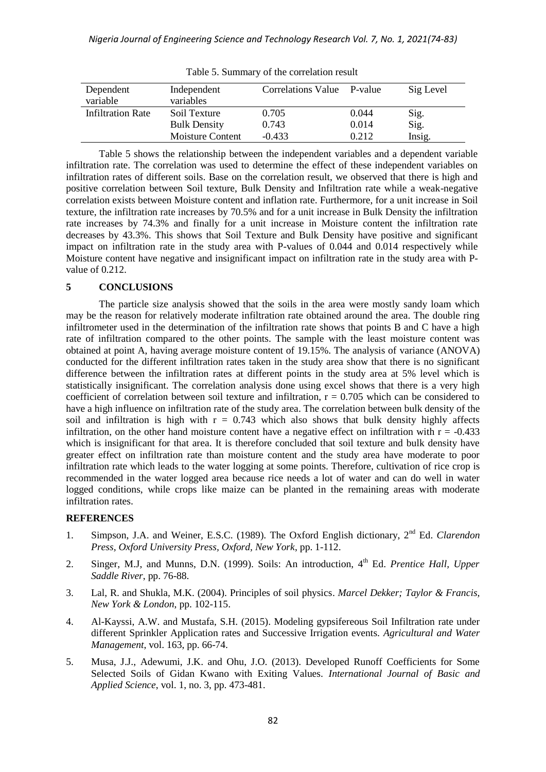Table 5. Summary of the correlation result

| Dependent variable | Independent variables | Correlations Value | P-value | Sig Level |
|---|---|---|---|---|
| Infiltration Rate | Soil Texture | 0.705 | 0.044 | Sig. |
| | Bulk Density | 0.743 | 0.014 | Sig. |
| | Moisture Content | -0.433 | 0.212 | Insig. |

Table 5 shows the relationship between the independent variables and a dependent variable infiltration rate. The correlation was used to determine the effect of these independent variables on infiltration rates of different soils. Base on the correlation result, we observed that there is high and positive correlation between Soil texture, Bulk Density and Infiltration rate while a weak-negative correlation exists between Moisture content and inflation rate. Furthermore, for a unit increase in Soil texture, the infiltration rate increases by 70.5% and for a unit increase in Bulk Density the infiltration rate increases by 74.3% and finally for a unit increase in Moisture content the infiltration rate decreases by 43.3%. This shows that Soil Texture and Bulk Density have positive and significant impact on infiltration rate in the study area with P-values of 0.044 and 0.014 respectively while Moisture content have negative and insignificant impact on infiltration rate in the study area with P-value of 0.212.

## 5 CONCLUSIONS

The particle size analysis showed that the soils in the area were mostly sandy loam which may be the reason for relatively moderate infiltration rate obtained around the area. The double ring infiltrometer used in the determination of the infiltration rate shows that points B and C have a high rate of infiltration compared to the other points. The sample with the least moisture content was obtained at point A, having average moisture content of 19.15%. The analysis of variance (ANOVA) conducted for the different infiltration rates taken in the study area show that there is no significant difference between the infiltration rates at different points in the study area at 5% level which is statistically insignificant. The correlation analysis done using excel shows that there is a very high coefficient of correlation between soil texture and infiltration, $r = 0.705$ which can be considered to have a high influence on infiltration rate of the study area. The correlation between bulk density of the soil and infiltration is high with $r = 0.743$ which also shows that bulk density highly affects infiltration, on the other hand moisture content have a negative effect on infiltration with $r = -0.433$ which is insignificant for that area. It is therefore concluded that soil texture and bulk density have greater effect on infiltration rate than moisture content and the study area have moderate to poor infiltration rate which leads to the water logging at some points. Therefore, cultivation of rice crop is recommended in the water logged area because rice needs a lot of water and can do well in water logged conditions, while crops like maize can be planted in the remaining areas with moderate infiltration rates.

## REFERENCES

1. Simpson, J.A. and Weiner, E.S.C. (1989). The Oxford English dictionary, 2nd Ed. *Clarendon Press, Oxford University Press, Oxford, New York*, pp. 1-112.
2. Singer, M.J, and Munns, D.N. (1999). Soils: An introduction, 4th Ed. *Prentice Hall, Upper Saddle River*, pp. 76-88.
3. Lal, R. and Shukla, M.K. (2004). Principles of soil physics. *Marcel Dekker; Taylor & Francis, New York & London*, pp. 102-115.
4. Al-Kayssi, A.W. and Mustafa, S.H. (2015). Modeling gypsifereous Soil Infiltration rate under different Sprinkler Application rates and Successive Irrigation events. *Agricultural and Water Management*, vol. 163, pp. 66-74.
5. Musa, J.J., Adewumi, J.K. and Ohu, J.O. (2013). Developed Runoff Coefficients for Some Selected Soils of Gidan Kwano with Exiting Values. *International Journal of Basic and Applied Science*, vol. 1, no. 3, pp. 473-481.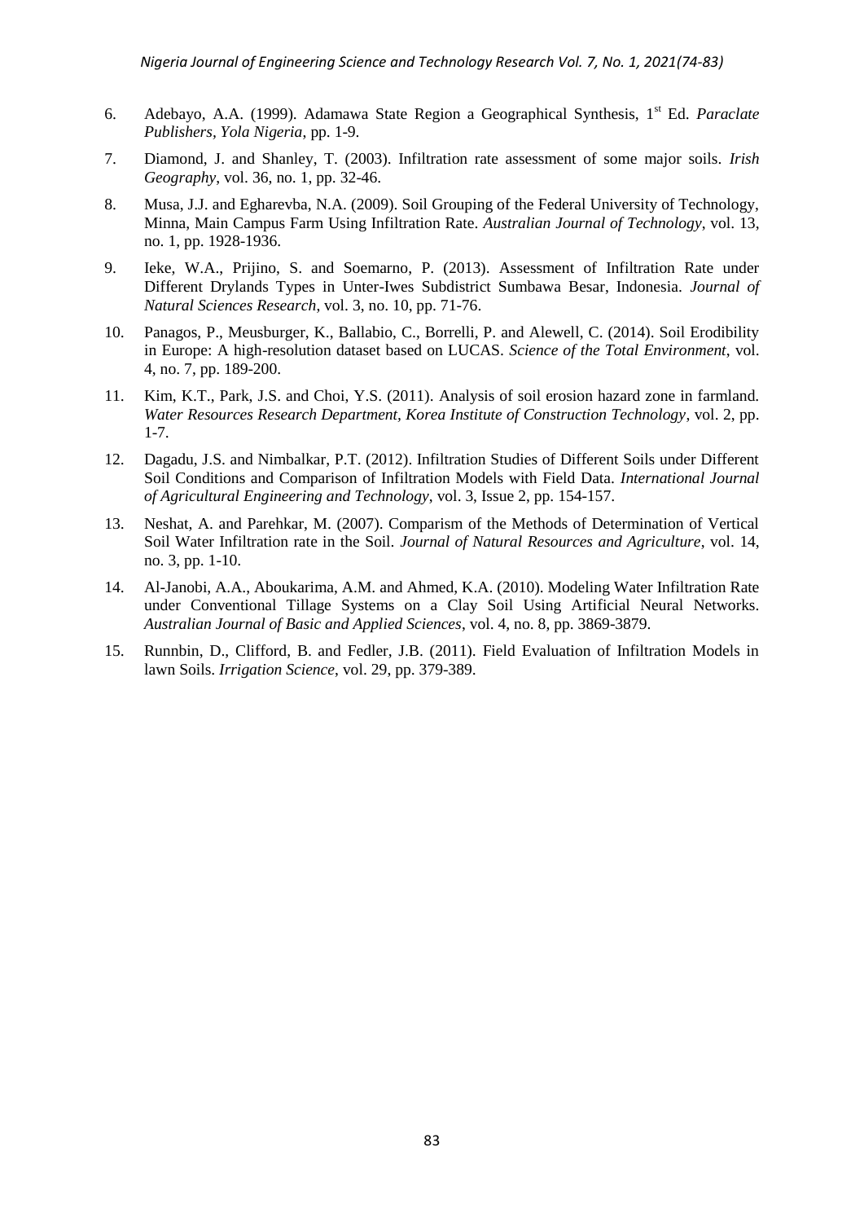6. Adebayo, A.A. (1999). Adamawa State Region a Geographical Synthesis, 1st Ed. *Paraclate Publishers, Yola Nigeria*, pp. 1-9.

7. Diamond, J. and Shanley, T. (2003). Infiltration rate assessment of some major soils. *Irish Geography*, vol. 36, no. 1, pp. 32-46.

8. Musa, J.J. and Egharevba, N.A. (2009). Soil Grouping of the Federal University of Technology, Minna, Main Campus Farm Using Infiltration Rate. *Australian Journal of Technology*, vol. 13, no. 1, pp. 1928-1936.

9. Ieke, W.A., Prijino, S. and Soemarno, P. (2013). Assessment of Infiltration Rate under Different Drylands Types in Unter-Iwes Subdistrict Sumbawa Besar, Indonesia. *Journal of Natural Sciences Research*, vol. 3, no. 10, pp. 71-76.

10. Panagos, P., Meusburger, K., Ballabio, C., Borrelli, P. and Alewell, C. (2014). Soil Erodibility in Europe: A high-resolution dataset based on LUCAS. *Science of the Total Environment*, vol. 4, no. 7, pp. 189-200.

11. Kim, K.T., Park, J.S. and Choi, Y.S. (2011). Analysis of soil erosion hazard zone in farmland. *Water Resources Research Department, Korea Institute of Construction Technology*, vol. 2, pp. 1-7.

12. Dagadu, J.S. and Nimbalkar, P.T. (2012). Infiltration Studies of Different Soils under Different Soil Conditions and Comparison of Infiltration Models with Field Data. *International Journal of Agricultural Engineering and Technology*, vol. 3, Issue 2, pp. 154-157.

13. Neshat, A. and Parehkar, M. (2007). Comparism of the Methods of Determination of Vertical Soil Water Infiltration rate in the Soil. *Journal of Natural Resources and Agriculture*, vol. 14, no. 3, pp. 1-10.

14. Al-Janobi, A.A., Aboukarima, A.M. and Ahmed, K.A. (2010). Modeling Water Infiltration Rate under Conventional Tillage Systems on a Clay Soil Using Artificial Neural Networks. *Australian Journal of Basic and Applied Sciences*, vol. 4, no. 8, pp. 3869-3879.

15. Runnbin, D., Clifford, B. and Fedler, J.B. (2011). Field Evaluation of Infiltration Models in lawn Soils. *Irrigation Science*, vol. 29, pp. 379-389.